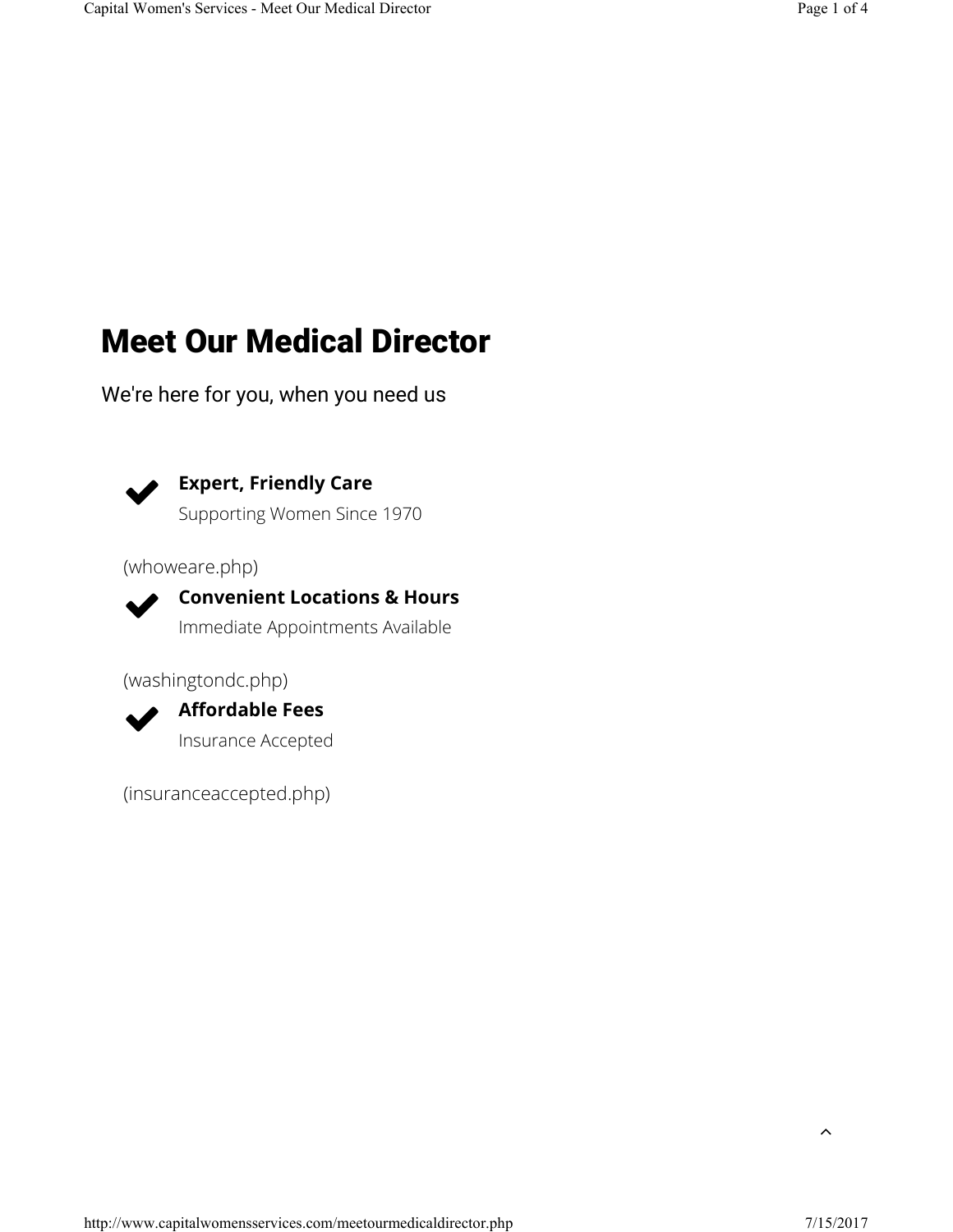# Meet Our Medical Director

We're here for you, when you need us

- **Expert, Friendly Care**
  Supporting Women Since 1970

(whoweare.php)

- **Convenient Locations & Hours**
  Immediate Appointments Available

(washingtondc.php)

- **Affordable Fees**
  Insurance Accepted

(insuranceaccepted.php)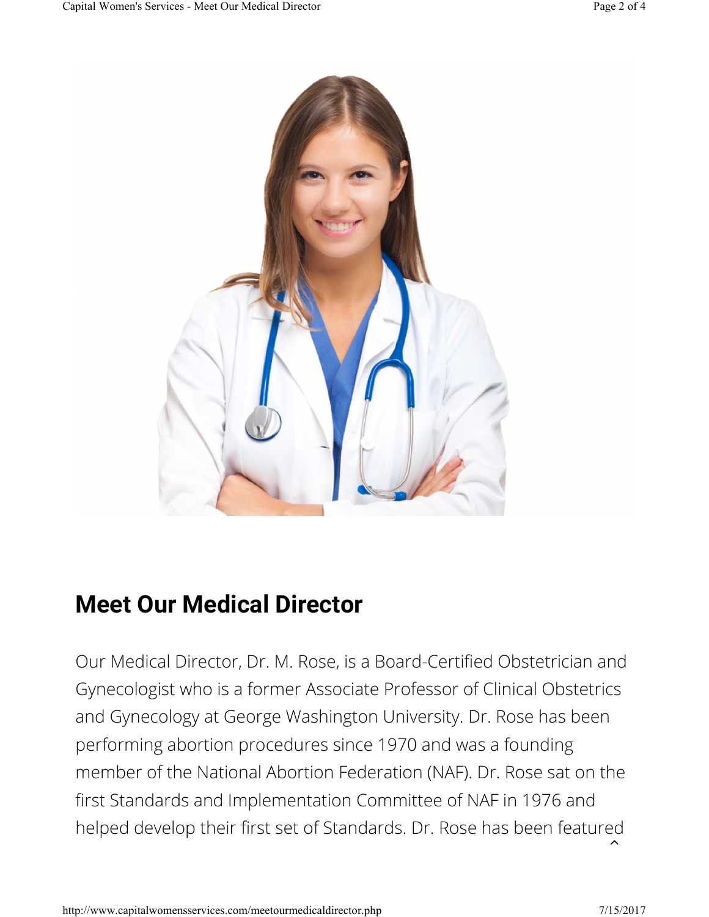## Meet Our Medical Director

Our Medical Director, Dr. M. Rose, is a Board-Certified Obstetrician and Gynecologist who is a former Associate Professor of Clinical Obstetrics and Gynecology at George Washington University. Dr. Rose has been performing abortion procedures since 1970 and was a founding member of the National Abortion Federation (NAF). Dr. Rose sat on the first Standards and Implementation Committee of NAF in 1976 and helped develop their first set of Standards. Dr. Rose has been featured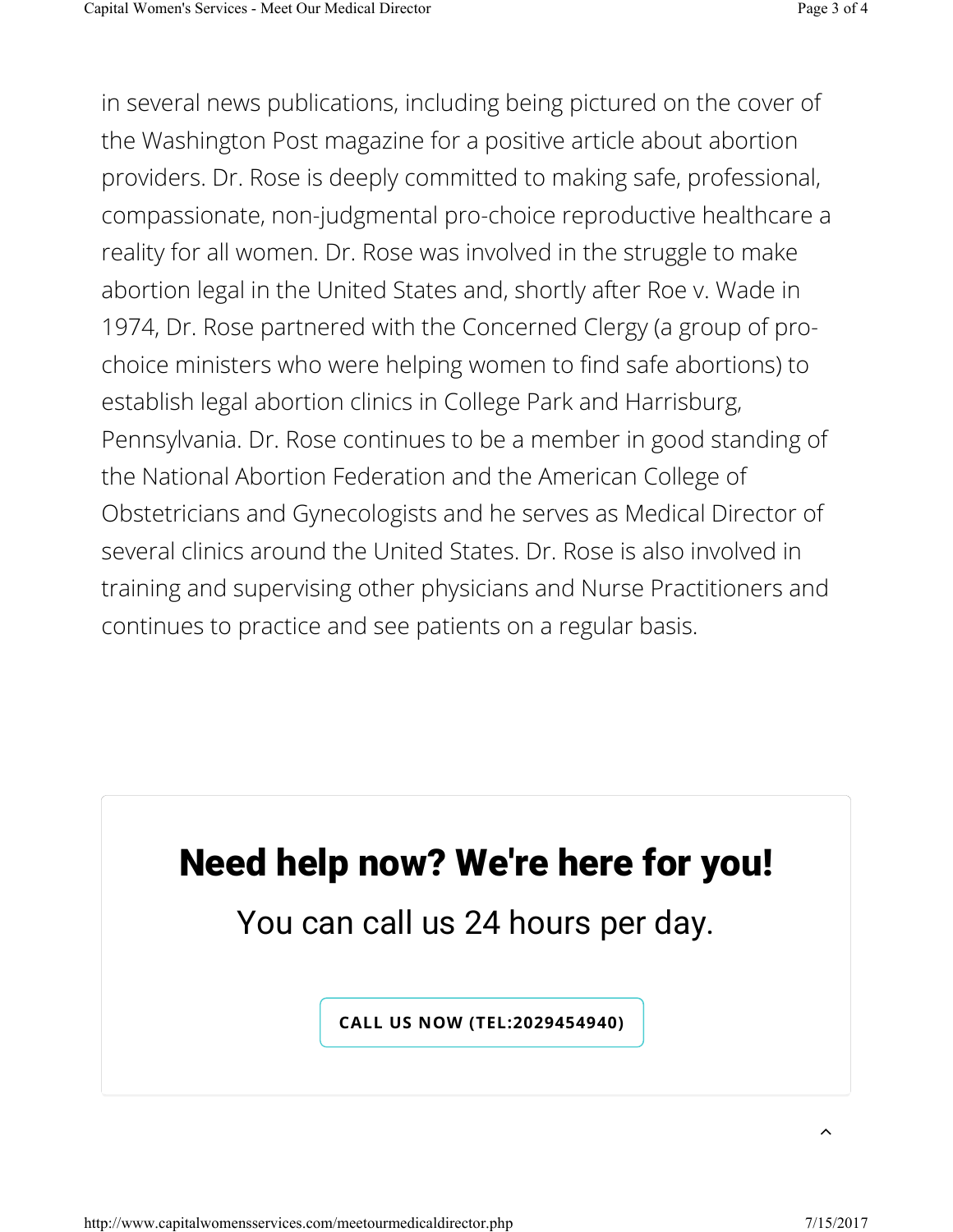in several news publications, including being pictured on the cover of the Washington Post magazine for a positive article about abortion providers. Dr. Rose is deeply committed to making safe, professional, compassionate, non-judgmental pro-choice reproductive healthcare a reality for all women. Dr. Rose was involved in the struggle to make abortion legal in the United States and, shortly after Roe v. Wade in 1974, Dr. Rose partnered with the Concerned Clergy (a group of pro-choice ministers who were helping women to find safe abortions) to establish legal abortion clinics in College Park and Harrisburg, Pennsylvania. Dr. Rose continues to be a member in good standing of the National Abortion Federation and the American College of Obstetricians and Gynecologists and he serves as Medical Director of several clinics around the United States. Dr. Rose is also involved in training and supervising other physicians and Nurse Practitioners and continues to practice and see patients on a regular basis.

## Need help now? We're here for you!

You can call us 24 hours per day.

**CALL US NOW (TEL:2029454940)**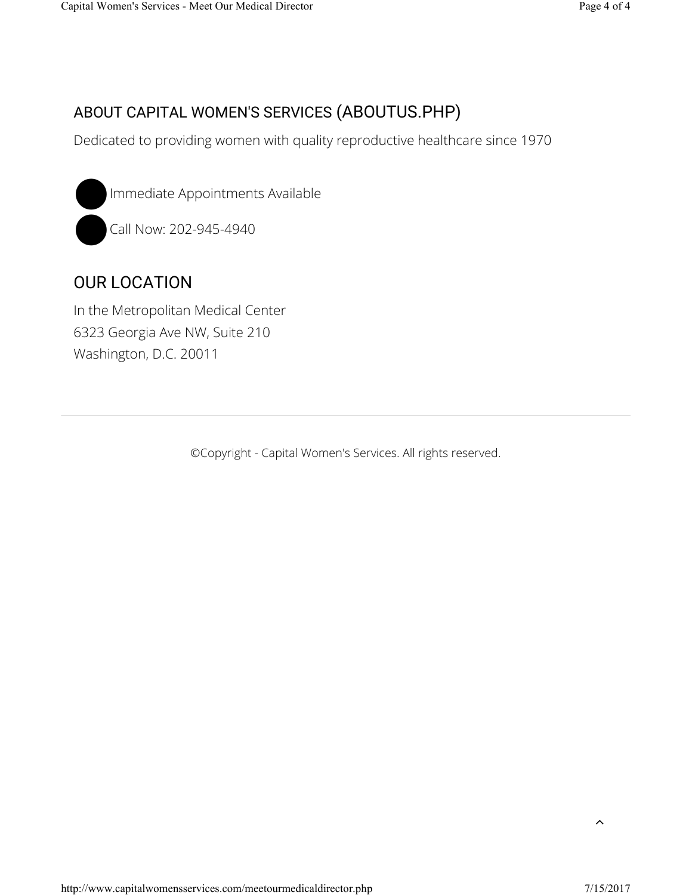## ABOUT CAPITAL WOMEN'S SERVICES (ABOUTUS.PHP)

Dedicated to providing women with quality reproductive healthcare since 1970

- Immediate Appointments Available
- Call Now: 202-945-4940

## OUR LOCATION

In the Metropolitan Medical Center
6323 Georgia Ave NW, Suite 210
Washington, D.C. 20011

---

©Copyright - Capital Women's Services. All rights reserved.